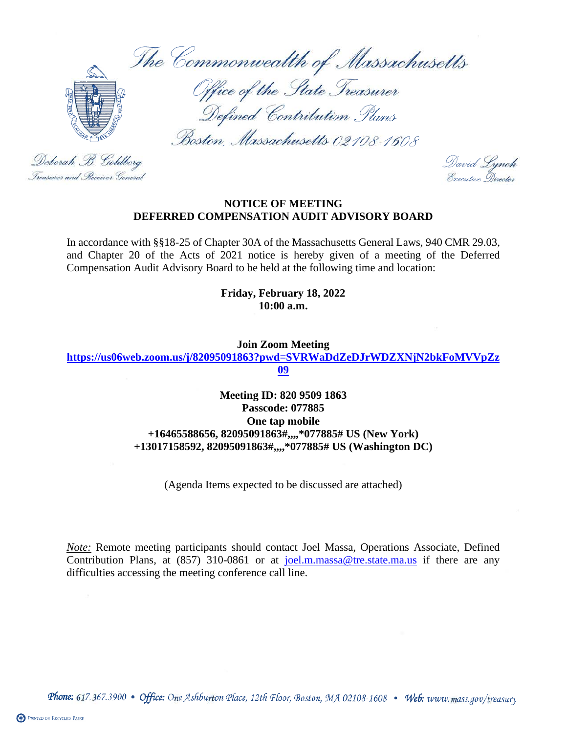The Commonwealth of Massachusetts

Office of the State Treasurer

Defined Contribution Plans

Boston, Massachusetts 02108-1608

Deborah B. Goldberg
Treasurer and Receiver General

David Lynch
Executive Director

**NOTICE OF MEETING**
**DEFERRED COMPENSATION AUDIT ADVISORY BOARD**

In accordance with §§18-25 of Chapter 30A of the Massachusetts General Laws, 940 CMR 29.03, and Chapter 20 of the Acts of 2021 notice is hereby given of a meeting of the Deferred Compensation Audit Advisory Board to be held at the following time and location:

**Friday, February 18, 2022**
**10:00 a.m.**

**Join Zoom Meeting**
**https://us06web.zoom.us/j/82095091863?pwd=SVRWaDdZeDJrWDZXNjN2bkFoMVVpZz09**

**Meeting ID: 820 9509 1863**
**Passcode: 077885**
**One tap mobile**
**+16465588656, 82095091863#,,,,*077885# US (New York)**
**+13017158592, 82095091863#,,,,*077885# US (Washington DC)**

(Agenda Items expected to be discussed are attached)

*Note:* Remote meeting participants should contact Joel Massa, Operations Associate, Defined Contribution Plans, at (857) 310-0861 or at joel.m.massa@tre.state.ma.us if there are any difficulties accessing the meeting conference call line.

Phone: 617.367.3900 • Office: One Ashburton Place, 12th Floor, Boston, MA 02108-1608 • Web: www.mass.gov/treasury

Printed on Recycled Paper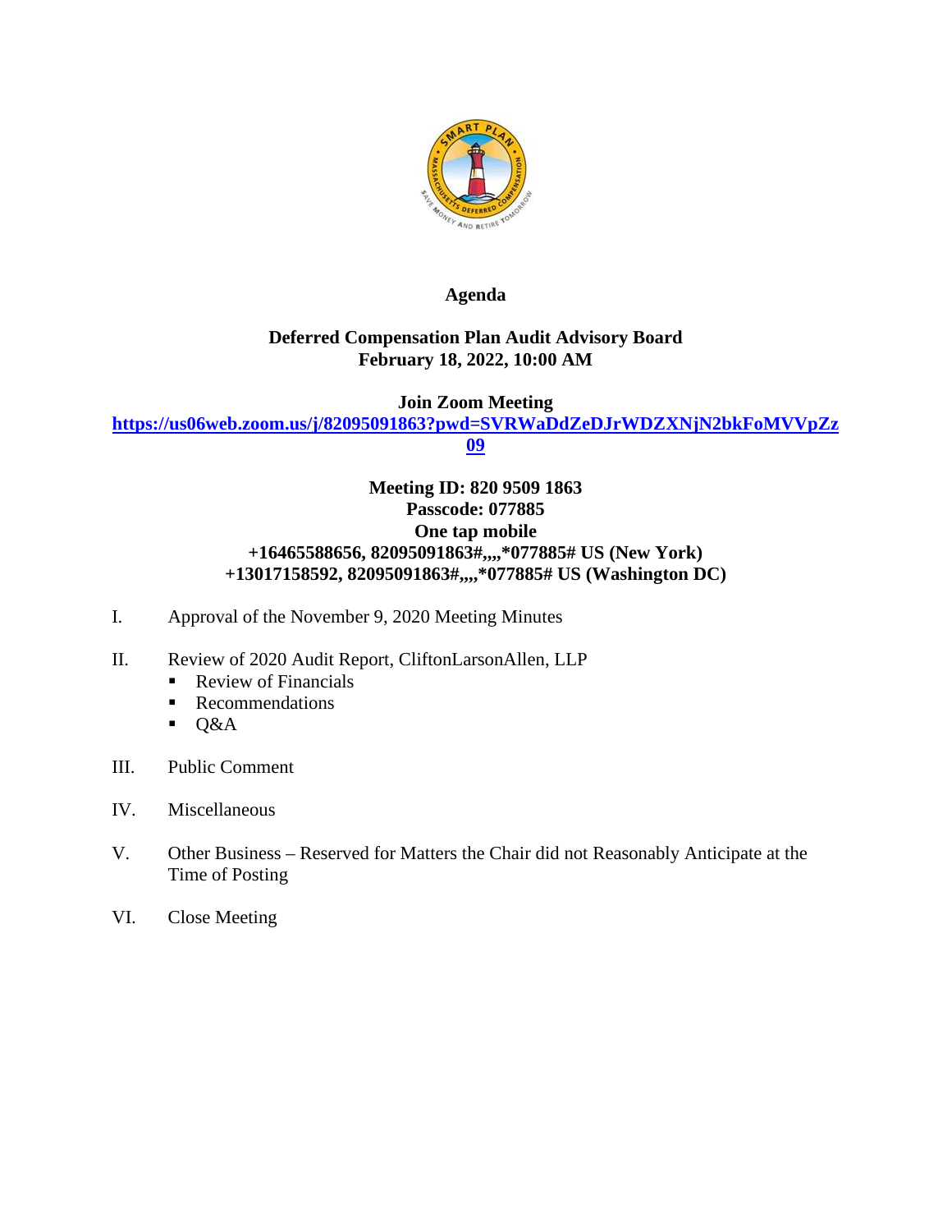**Agenda**

**Deferred Compensation Plan Audit Advisory Board**
**February 18, 2022, 10:00 AM**

**Join Zoom Meeting**
**https://us06web.zoom.us/j/82095091863?pwd=SVRWaDdZeDJrWDZXNjN2bkFoMVVpZz09**

**Meeting ID: 820 9509 1863**
**Passcode: 077885**
**One tap mobile**
**+16465588656, 82095091863#,,,,*077885# US (New York)**
**+13017158592, 82095091863#,,,,*077885# US (Washington DC)**

I. Approval of the November 9, 2020 Meeting Minutes

II. Review of 2020 Audit Report, CliftonLarsonAllen, LLP
- Review of Financials
- Recommendations
- Q&A

III. Public Comment

IV. Miscellaneous

V. Other Business – Reserved for Matters the Chair did not Reasonably Anticipate at the Time of Posting

VI. Close Meeting